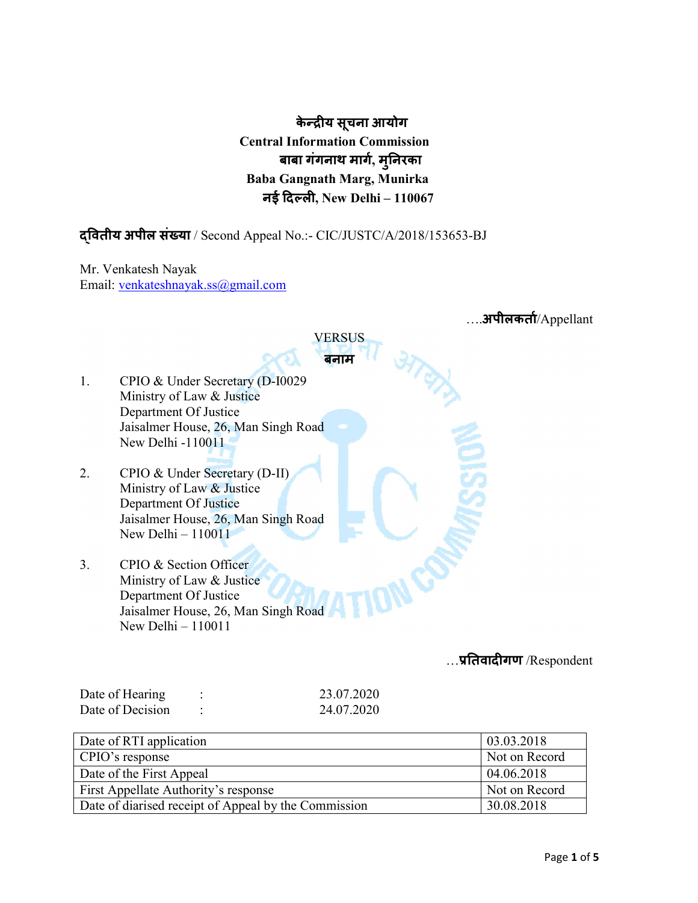**केन्द्रीय सूचना आयोग**
**Central Information Commission**
**बाबा गंगनाथ मार्ग, मुनिरका**
**Baba Gangnath Marg, Munirka**
**नई दिल्ली, New Delhi – 110067**

**द्वितीय अपील संख्या** / Second Appeal No.:- CIC/JUSTC/A/2018/153653-BJ

Mr. Venkatesh Nayak
Email: venkateshnayak.ss@gmail.com

….**अपीलकर्ता**/Appellant

VERSUS
**बनाम**

1. CPIO & Under Secretary (D-I0029
   Ministry of Law & Justice
   Department Of Justice
   Jaisalmer House, 26, Man Singh Road
   New Delhi -110011

2. CPIO & Under Secretary (D-II)
   Ministry of Law & Justice
   Department Of Justice
   Jaisalmer House, 26, Man Singh Road
   New Delhi – 110011

3. CPIO & Section Officer
   Ministry of Law & Justice
   Department Of Justice
   Jaisalmer House, 26, Man Singh Road
   New Delhi – 110011

…**प्रतिवादीगण** /Respondent

Date of Hearing : 23.07.2020
Date of Decision : 24.07.2020

| | |
|---|---|
| Date of RTI application | 03.03.2018 |
| CPIO's response | Not on Record |
| Date of the First Appeal | 04.06.2018 |
| First Appellate Authority's response | Not on Record |
| Date of diarised receipt of Appeal by the Commission | 30.08.2018 |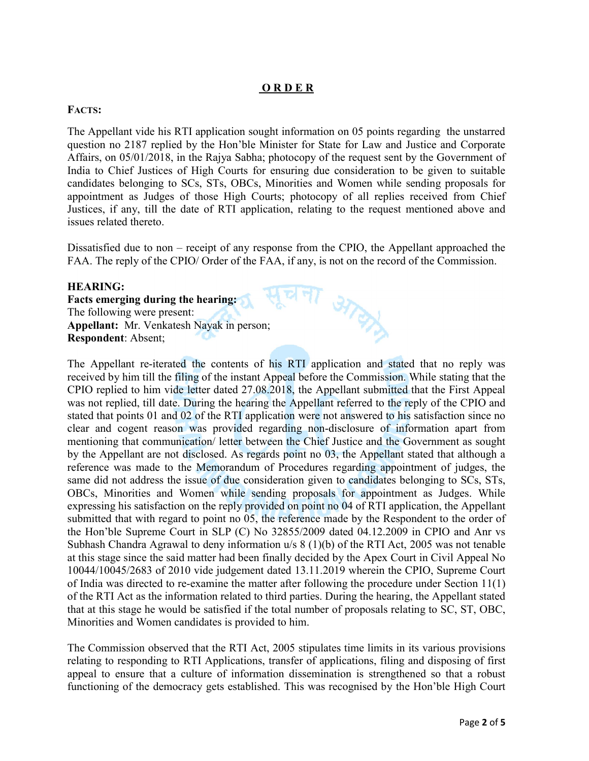# ORDER

**FACTS:**

The Appellant vide his RTI application sought information on 05 points regarding the unstarred question no 2187 replied by the Hon'ble Minister for State for Law and Justice and Corporate Affairs, on 05/01/2018, in the Rajya Sabha; photocopy of the request sent by the Government of India to Chief Justices of High Courts for ensuring due consideration to be given to suitable candidates belonging to SCs, STs, OBCs, Minorities and Women while sending proposals for appointment as Judges of those High Courts; photocopy of all replies received from Chief Justices, if any, till the date of RTI application, relating to the request mentioned above and issues related thereto.

Dissatisfied due to non – receipt of any response from the CPIO, the Appellant approached the FAA. The reply of the CPIO/ Order of the FAA, if any, is not on the record of the Commission.

**HEARING:**
**Facts emerging during the hearing:**
The following were present:
**Appellant:** Mr. Venkatesh Nayak in person;
**Respondent**: Absent;

The Appellant re-iterated the contents of his RTI application and stated that no reply was received by him till the filing of the instant Appeal before the Commission. While stating that the CPIO replied to him vide letter dated 27.08.2018, the Appellant submitted that the First Appeal was not replied, till date. During the hearing the Appellant referred to the reply of the CPIO and stated that points 01 and 02 of the RTI application were not answered to his satisfaction since no clear and cogent reason was provided regarding non-disclosure of information apart from mentioning that communication/ letter between the Chief Justice and the Government as sought by the Appellant are not disclosed. As regards point no 03, the Appellant stated that although a reference was made to the Memorandum of Procedures regarding appointment of judges, the same did not address the issue of due consideration given to candidates belonging to SCs, STs, OBCs, Minorities and Women while sending proposals for appointment as Judges. While expressing his satisfaction on the reply provided on point no 04 of RTI application, the Appellant submitted that with regard to point no 05, the reference made by the Respondent to the order of the Hon'ble Supreme Court in SLP (C) No 32855/2009 dated 04.12.2009 in CPIO and Anr vs Subhash Chandra Agrawal to deny information u/s 8 (1)(b) of the RTI Act, 2005 was not tenable at this stage since the said matter had been finally decided by the Apex Court in Civil Appeal No 10044/10045/2683 of 2010 vide judgement dated 13.11.2019 wherein the CPIO, Supreme Court of India was directed to re-examine the matter after following the procedure under Section 11(1) of the RTI Act as the information related to third parties. During the hearing, the Appellant stated that at this stage he would be satisfied if the total number of proposals relating to SC, ST, OBC, Minorities and Women candidates is provided to him.

The Commission observed that the RTI Act, 2005 stipulates time limits in its various provisions relating to responding to RTI Applications, transfer of applications, filing and disposing of first appeal to ensure that a culture of information dissemination is strengthened so that a robust functioning of the democracy gets established. This was recognised by the Hon'ble High Court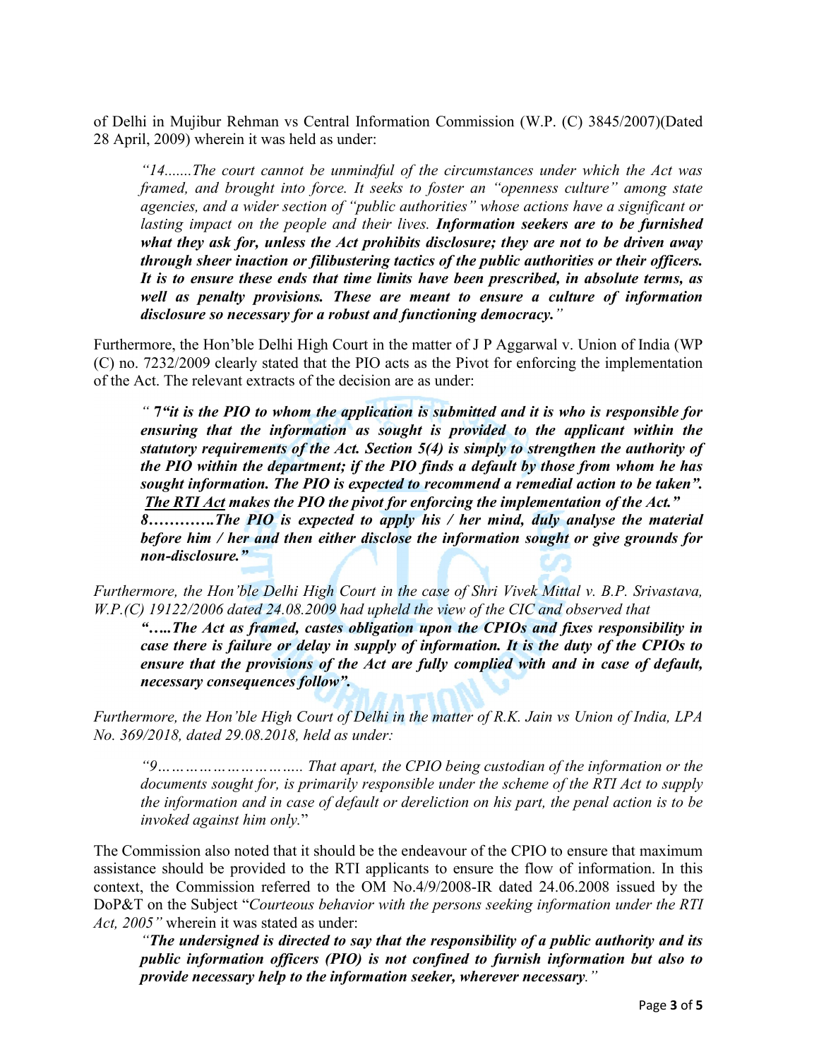of Delhi in Mujibur Rehman vs Central Information Commission (W.P. (C) 3845/2007)(Dated 28 April, 2009) wherein it was held as under:

> *"14.......The court cannot be unmindful of the circumstances under which the Act was framed, and brought into force. It seeks to foster an "openness culture" among state agencies, and a wider section of "public authorities" whose actions have a significant or lasting impact on the people and their lives.* ***Information seekers are to be furnished what they ask for, unless the Act prohibits disclosure; they are not to be driven away through sheer inaction or filibustering tactics of the public authorities or their officers. It is to ensure these ends that time limits have been prescribed, in absolute terms, as well as penalty provisions. These are meant to ensure a culture of information disclosure so necessary for a robust and functioning democracy.****"*

Furthermore, the Hon'ble Delhi High Court in the matter of J P Aggarwal v. Union of India (WP (C) no. 7232/2009 clearly stated that the PIO acts as the Pivot for enforcing the implementation of the Act. The relevant extracts of the decision are as under:

> *"* **7*"it is the PIO to whom the application is submitted and it is who is responsible for ensuring that the information as sought is provided to the applicant within the statutory requirements of the Act. Section 5(4) is simply to strengthen the authority of the PIO within the department; if the PIO finds a default by those from whom he has sought information. The PIO is expected to recommend a remedial action to be taken". The RTI Act makes the PIO the pivot for enforcing the implementation of the Act."***
> ***8………….The PIO is expected to apply his / her mind, duly analyse the material before him / her and then either disclose the information sought or give grounds for non-disclosure."***

*Furthermore, the Hon'ble Delhi High Court in the case of Shri Vivek Mittal v. B.P. Srivastava, W.P.(C) 19122/2006 dated 24.08.2009 had upheld the view of the CIC and observed that*

> ***"…..The Act as framed, castes obligation upon the CPIOs and fixes responsibility in case there is failure or delay in supply of information. It is the duty of the CPIOs to ensure that the provisions of the Act are fully complied with and in case of default, necessary consequences follow".***

*Furthermore, the Hon'ble High Court of Delhi in the matter of R.K. Jain vs Union of India, LPA No. 369/2018, dated 29.08.2018, held as under:*

> *"9………………………….. That apart, the CPIO being custodian of the information or the documents sought for, is primarily responsible under the scheme of the RTI Act to supply the information and in case of default or dereliction on his part, the penal action is to be invoked against him only.*"

The Commission also noted that it should be the endeavour of the CPIO to ensure that maximum assistance should be provided to the RTI applicants to ensure the flow of information. In this context, the Commission referred to the OM No.4/9/2008-IR dated 24.06.2008 issued by the DoP&T on the Subject "*Courteous behavior with the persons seeking information under the RTI Act, 2005"* wherein it was stated as under:

> *"****The undersigned is directed to say that the responsibility of a public authority and its public information officers (PIO) is not confined to furnish information but also to provide necessary help to the information seeker, wherever necessary****."*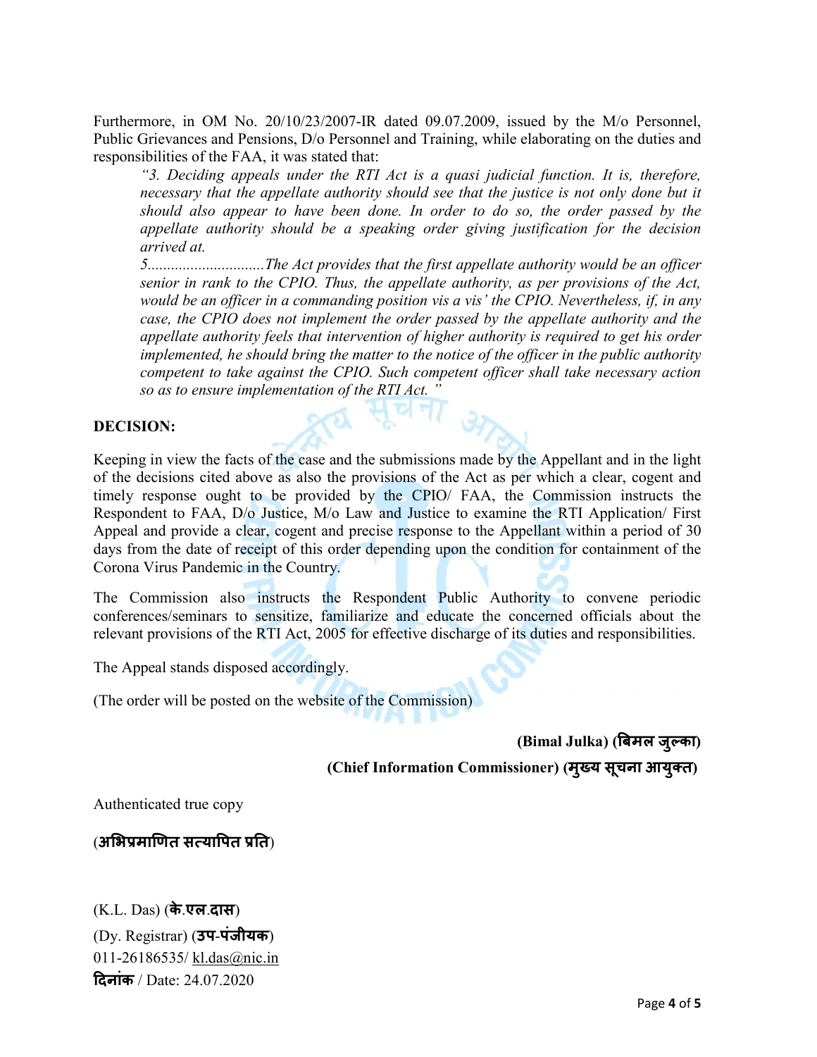Furthermore, in OM No. 20/10/23/2007-IR dated 09.07.2009, issued by the M/o Personnel, Public Grievances and Pensions, D/o Personnel and Training, while elaborating on the duties and responsibilities of the FAA, it was stated that:

> *"3. Deciding appeals under the RTI Act is a quasi judicial function. It is, therefore, necessary that the appellate authority should see that the justice is not only done but it should also appear to have been done. In order to do so, the order passed by the appellate authority should be a speaking order giving justification for the decision arrived at.*
>
> *5..............................The Act provides that the first appellate authority would be an officer senior in rank to the CPIO. Thus, the appellate authority, as per provisions of the Act, would be an officer in a commanding position vis a vis' the CPIO. Nevertheless, if, in any case, the CPIO does not implement the order passed by the appellate authority and the appellate authority feels that intervention of higher authority is required to get his order implemented, he should bring the matter to the notice of the officer in the public authority competent to take against the CPIO. Such competent officer shall take necessary action so as to ensure implementation of the RTI Act. "*

**DECISION:**

Keeping in view the facts of the case and the submissions made by the Appellant and in the light of the decisions cited above as also the provisions of the Act as per which a clear, cogent and timely response ought to be provided by the CPIO/ FAA, the Commission instructs the Respondent to FAA, D/o Justice, M/o Law and Justice to examine the RTI Application/ First Appeal and provide a clear, cogent and precise response to the Appellant within a period of 30 days from the date of receipt of this order depending upon the condition for containment of the Corona Virus Pandemic in the Country.

The Commission also instructs the Respondent Public Authority to convene periodic conferences/seminars to sensitize, familiarize and educate the concerned officials about the relevant provisions of the RTI Act, 2005 for effective discharge of its duties and responsibilities.

The Appeal stands disposed accordingly.

(The order will be posted on the website of the Commission)

**(Bimal Julka) (बिमल जुल्का)**

**(Chief Information Commissioner) (मुख्य सूचना आयुक्त)**

Authenticated true copy

(**अभिप्रमाणित सत्यापित प्रति**)

(K.L. Das) (**के.एल.दास**)
(Dy. Registrar) (**उप-पंजीयक**)
011-26186535/ kl.das@nic.in
**दिनांक** / Date: 24.07.2020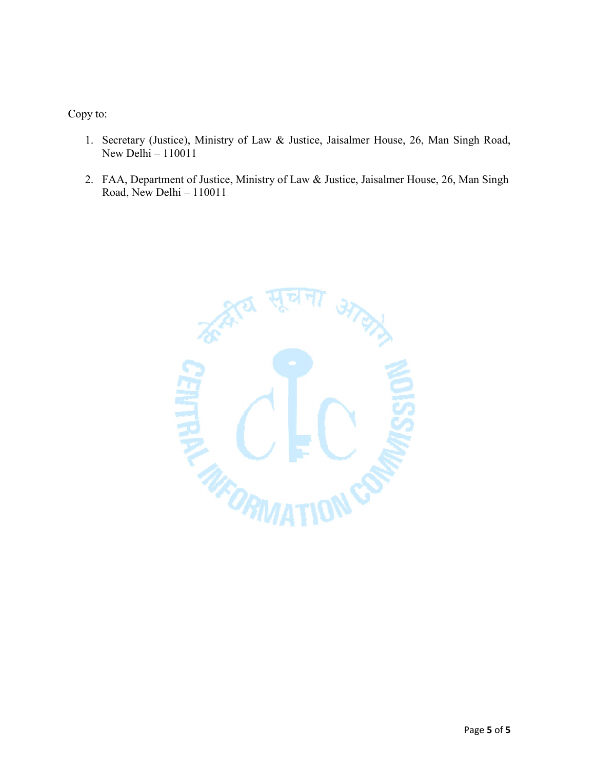Copy to:

1. Secretary (Justice), Ministry of Law & Justice, Jaisalmer House, 26, Man Singh Road, New Delhi – 110011

2. FAA, Department of Justice, Ministry of Law & Justice, Jaisalmer House, 26, Man Singh Road, New Delhi – 110011